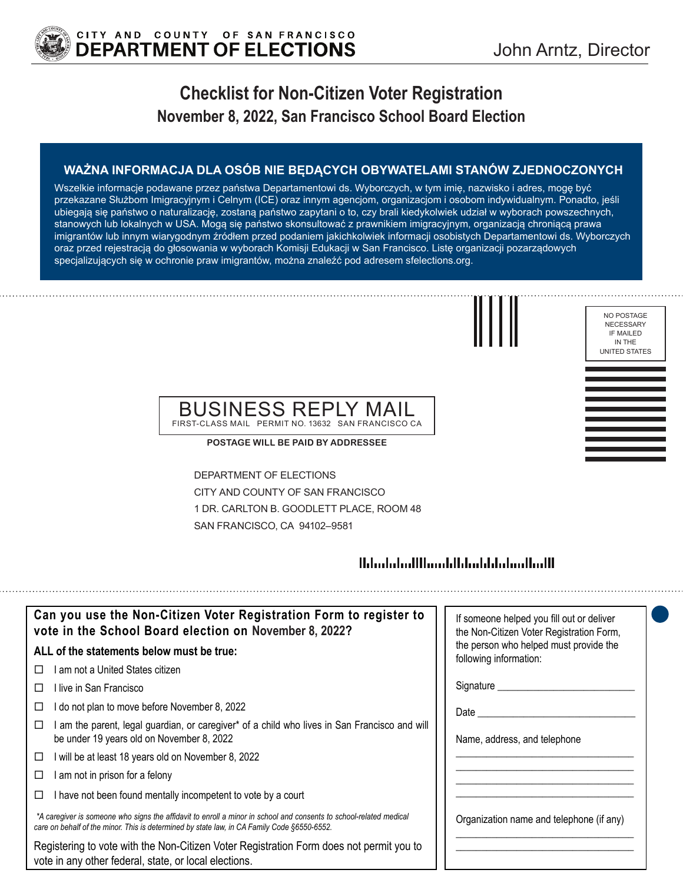CITY AND COUNTY OF SAN FRANCISCO
**DEPARTMENT OF ELECTIONS**

John Arntz, Director

# Checklist for Non-Citizen Voter Registration

## November 8, 2022, San Francisco School Board Election

### WAŻNA INFORMACJA DLA OSÓB NIE BĘDĄCYCH OBYWATELAMI STANÓW ZJEDNOCZONYCH

Wszelkie informacje podawane przez państwa Departamentowi ds. Wyborczych, w tym imię, nazwisko i adres, mogę być przekazane Służbom Imigracyjnym i Celnym (ICE) oraz innym agencjom, organizacjom i osobom indywidualnym. Ponadto, jeśli ubiegają się państwo o naturalizację, zostaną państwo zapytani o to, czy brali kiedykolwiek udział w wyborach powszechnych, stanowych lub lokalnych w USA. Mogą się państwo skonsultować z prawnikiem imigracyjnym, organizacją chroniącą prawa imigrantów lub innym wiarygodnym źródłem przed podaniem jakichkolwiek informacji osobistych Departamentowi ds. Wyborczych oraz przed rejestracją do głosowania w wyborach Komisji Edukacji w San Francisco. Listę organizacji pozarządowych specjalizujących się w ochronie praw imigrantów, można znaleźć pod adresem sfelections.org.

NO POSTAGE NECESSARY IF MAILED IN THE UNITED STATES

BUSINESS REPLY MAIL
FIRST-CLASS MAIL PERMIT NO. 13632 SAN FRANCISCO CA

**POSTAGE WILL BE PAID BY ADDRESSEE**

DEPARTMENT OF ELECTIONS
CITY AND COUNTY OF SAN FRANCISCO
1 DR. CARLTON B. GOODLETT PLACE, ROOM 48
SAN FRANCISCO, CA 94102–9581

### Can you use the Non-Citizen Voter Registration Form to register to vote in the School Board election on November 8, 2022?

**ALL of the statements below must be true:**

- ☐ I am not a United States citizen
- ☐ I live in San Francisco
- ☐ I do not plan to move before November 8, 2022
- ☐ I am the parent, legal guardian, or caregiver* of a child who lives in San Francisco and will be under 19 years old on November 8, 2022
- ☐ I will be at least 18 years old on November 8, 2022
- ☐ I am not in prison for a felony
- ☐ I have not been found mentally incompetent to vote by a court

*\*A caregiver is someone who signs the affidavit to enroll a minor in school and consents to school-related medical care on behalf of the minor. This is determined by state law, in CA Family Code §6550-6552.*

Registering to vote with the Non-Citizen Voter Registration Form does not permit you to vote in any other federal, state, or local elections.

If someone helped you fill out or deliver the Non-Citizen Voter Registration Form, the person who helped must provide the following information:

Signature ___________________________

Date ___________________________

Name, address, and telephone

___________________________

___________________________

___________________________

___________________________

Organization name and telephone (if any)

___________________________

___________________________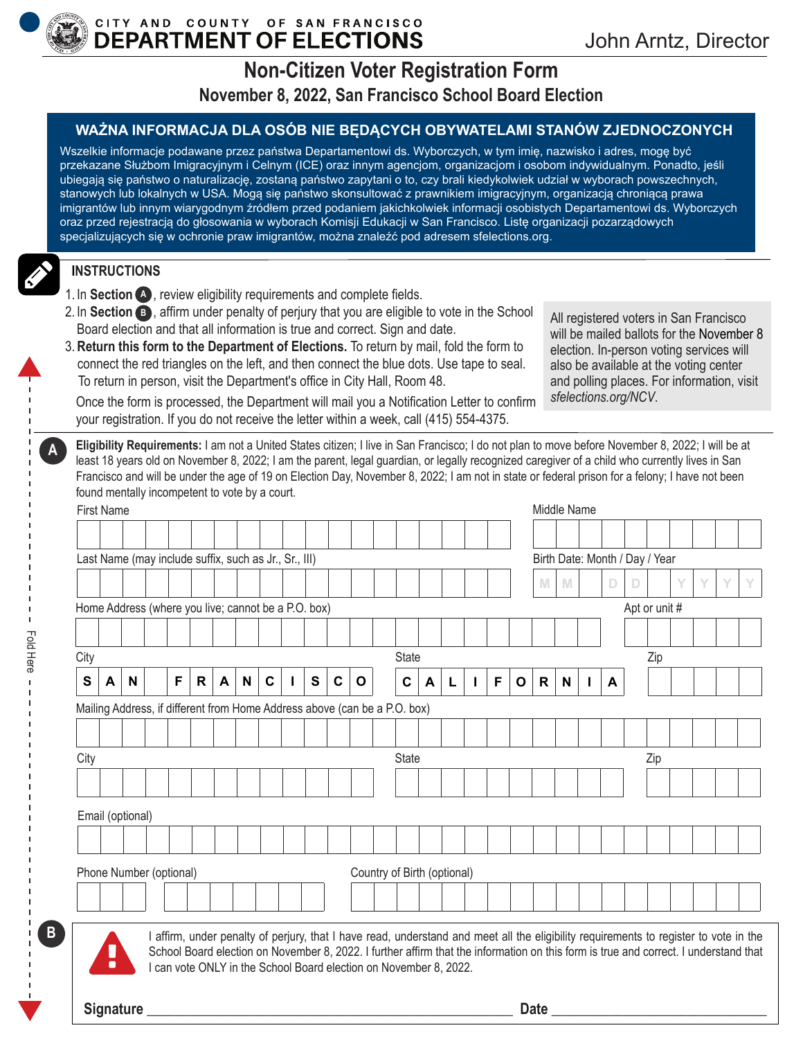CITY AND COUNTY OF SAN FRANCISCO
**DEPARTMENT OF ELECTIONS**

John Arntz, Director

# Non-Citizen Voter Registration Form

## November 8, 2022, San Francisco School Board Election

**WAŻNA INFORMACJA DLA OSÓB NIE BĘDĄCYCH OBYWATELAMI STANÓW ZJEDNOCZONYCH**

Wszelkie informacje podawane przez państwa Departamentowi ds. Wyborczych, w tym imię, nazwisko i adres, mogę być przekazane Służbom Imigracyjnym i Celnym (ICE) oraz innym agencjom, organizacjom i osobom indywidualnym. Ponadto, jeśli ubiegają się państwo o naturalizację, zostaną państwo zapytani o to, czy brali kiedykolwiek udział w wyborach powszechnych, stanowych lub lokalnych w USA. Mogą się państwo skonsultować z prawnikiem imigracyjnym, organizacją chroniącą prawa imigrantów lub innym wiarygodnym źródłem przed podaniem jakichkolwiek informacji osobistych Departamentowi ds. Wyborczych oraz przed rejestracją do głosowania w wyborach Komisji Edukacji w San Francisco. Listę organizacji pozarządowych specjalizujących się w ochronie praw imigrantów, można znaleźć pod adresem sfelections.org.

### INSTRUCTIONS

1. In **Section A**, review eligibility requirements and complete fields.
2. In **Section B**, affirm under penalty of perjury that you are eligible to vote in the School Board election and that all information is true and correct. Sign and date.
3. **Return this form to the Department of Elections.** To return by mail, fold the form to connect the red triangles on the left, and then connect the blue dots. Use tape to seal. To return in person, visit the Department's office in City Hall, Room 48.

Once the form is processed, the Department will mail you a Notification Letter to confirm your registration. If you do not receive the letter within a week, call (415) 554-4375.

All registered voters in San Francisco will be mailed ballots for the November 8 election. In-person voting services will also be available at the voting center and polling places. For information, visit *sfelections.org/NCV*.

Fold Here

**A**

**Eligibility Requirements:** I am not a United States citizen; I live in San Francisco; I do not plan to move before November 8, 2022; I will be at least 18 years old on November 8, 2022; I am the parent, legal guardian, or legally recognized caregiver of a child who currently lives in San Francisco and will be under the age of 19 on Election Day, November 8, 2022; I am not in state or federal prison for a felony; I have not been found mentally incompetent to vote by a court.

First Name ______________________ Middle Name ______________________

Last Name (may include suffix, such as Jr., Sr., III) ______________________ Birth Date: Month / Day / Year M M D D Y Y Y Y

Home Address (where you live; cannot be a P.O. box) ______________________ Apt or unit # ________

City S A N F R A N C I S C O   State C A L I F O R N I A   Zip ________

Mailing Address, if different from Home Address above (can be a P.O. box) ______________________

City ______________________ State ______________________ Zip ________

Email (optional) ______________________

Phone Number (optional) ______________________ Country of Birth (optional) ______________________

**B**

I affirm, under penalty of perjury, that I have read, understand and meet all the eligibility requirements to register to vote in the School Board election on November 8, 2022. I further affirm that the information on this form is true and correct. I understand that I can vote ONLY in the School Board election on November 8, 2022.

**Signature** ______________________ **Date** ______________________